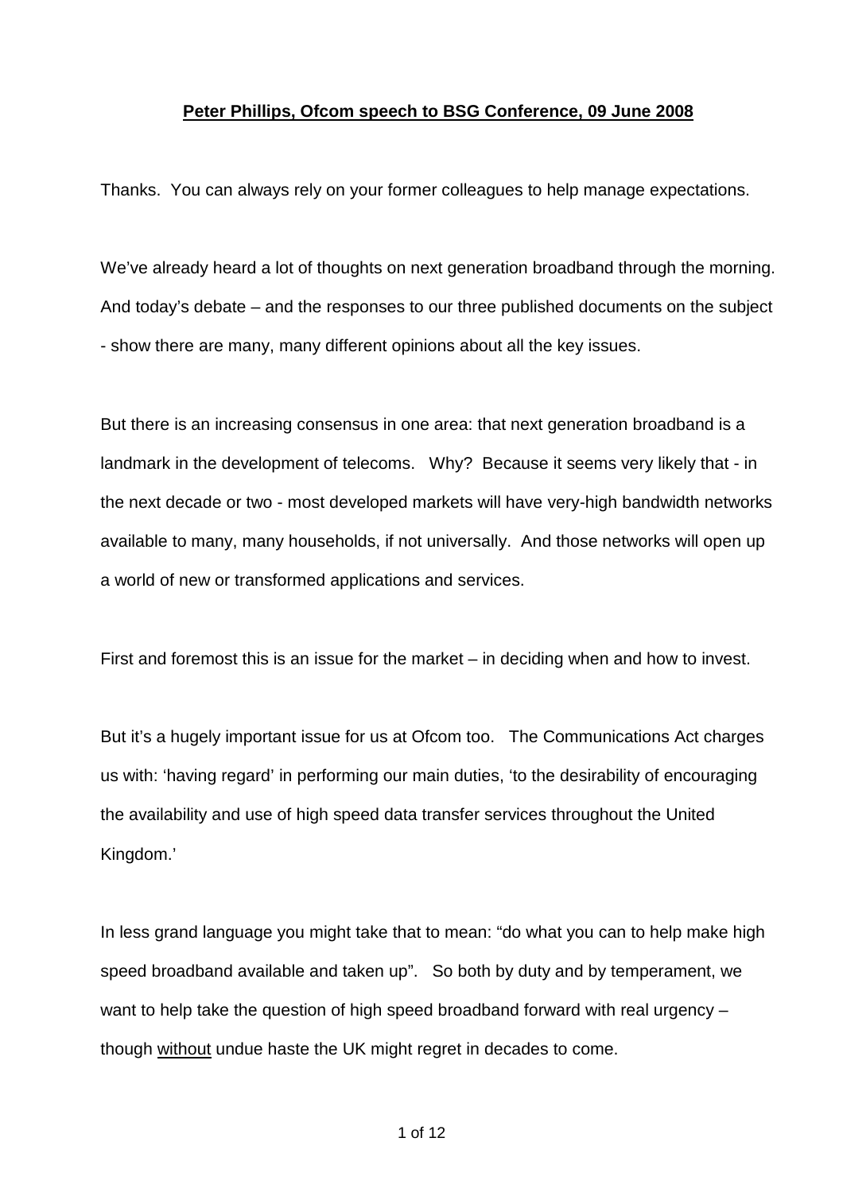**Peter Phillips, Ofcom speech to BSG Conference, 09 June 2008**

Thanks. You can always rely on your former colleagues to help manage expectations.

We've already heard a lot of thoughts on next generation broadband through the morning. And today's debate – and the responses to our three published documents on the subject - show there are many, many different opinions about all the key issues.

But there is an increasing consensus in one area: that next generation broadband is a landmark in the development of telecoms. Why? Because it seems very likely that - in the next decade or two - most developed markets will have very-high bandwidth networks available to many, many households, if not universally. And those networks will open up a world of new or transformed applications and services.

First and foremost this is an issue for the market – in deciding when and how to invest.

But it's a hugely important issue for us at Ofcom too. The Communications Act charges us with: 'having regard' in performing our main duties, 'to the desirability of encouraging the availability and use of high speed data transfer services throughout the United Kingdom.'

In less grand language you might take that to mean: "do what you can to help make high speed broadband available and taken up". So both by duty and by temperament, we want to help take the question of high speed broadband forward with real urgency – though <u>without</u> undue haste the UK might regret in decades to come.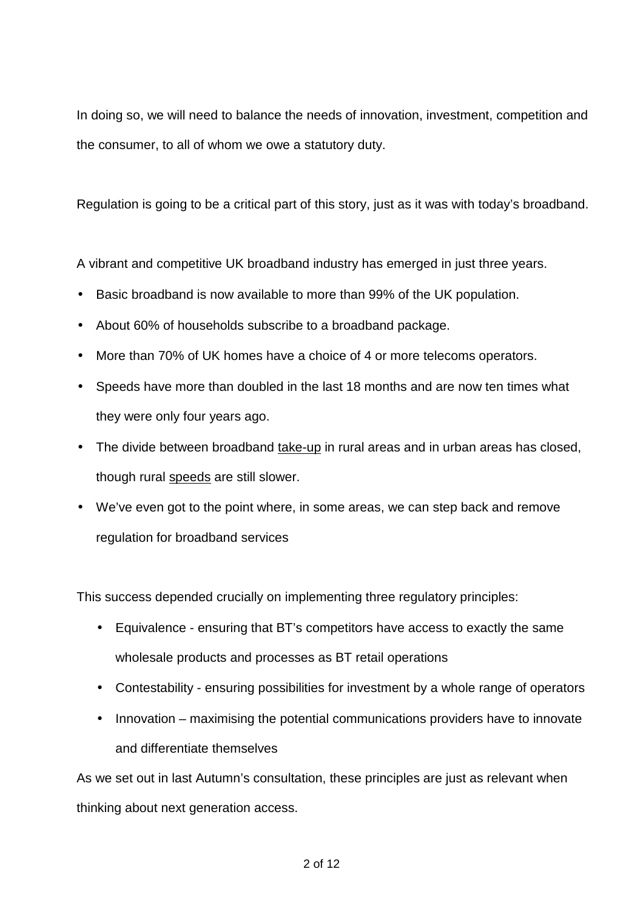In doing so, we will need to balance the needs of innovation, investment, competition and the consumer, to all of whom we owe a statutory duty.

Regulation is going to be a critical part of this story, just as it was with today's broadband.

A vibrant and competitive UK broadband industry has emerged in just three years.

- Basic broadband is now available to more than 99% of the UK population.
- About 60% of households subscribe to a broadband package.
- More than 70% of UK homes have a choice of 4 or more telecoms operators.
- Speeds have more than doubled in the last 18 months and are now ten times what they were only four years ago.
- The divide between broadband <u>take-up</u> in rural areas and in urban areas has closed, though rural <u>speeds</u> are still slower.
- We've even got to the point where, in some areas, we can step back and remove regulation for broadband services

This success depended crucially on implementing three regulatory principles:

- Equivalence - ensuring that BT's competitors have access to exactly the same wholesale products and processes as BT retail operations
- Contestability - ensuring possibilities for investment by a whole range of operators
- Innovation – maximising the potential communications providers have to innovate and differentiate themselves

As we set out in last Autumn's consultation, these principles are just as relevant when thinking about next generation access.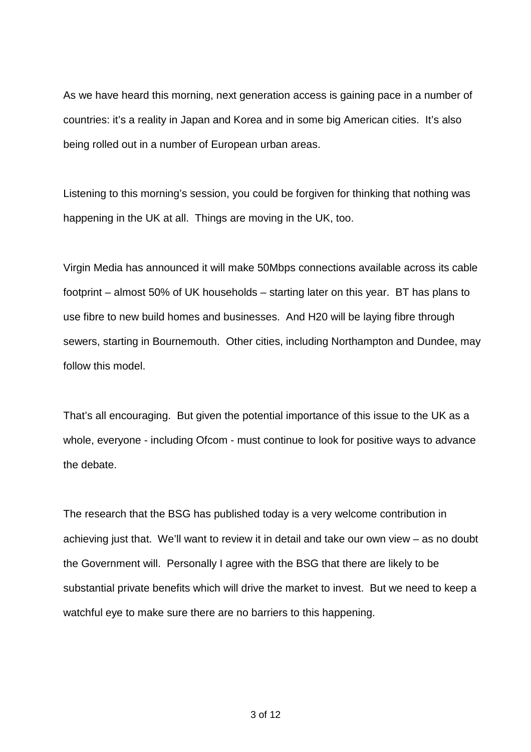As we have heard this morning, next generation access is gaining pace in a number of countries: it's a reality in Japan and Korea and in some big American cities. It's also being rolled out in a number of European urban areas.

Listening to this morning's session, you could be forgiven for thinking that nothing was happening in the UK at all. Things are moving in the UK, too.

Virgin Media has announced it will make 50Mbps connections available across its cable footprint – almost 50% of UK households – starting later on this year. BT has plans to use fibre to new build homes and businesses. And H20 will be laying fibre through sewers, starting in Bournemouth. Other cities, including Northampton and Dundee, may follow this model.

That's all encouraging. But given the potential importance of this issue to the UK as a whole, everyone - including Ofcom - must continue to look for positive ways to advance the debate.

The research that the BSG has published today is a very welcome contribution in achieving just that. We'll want to review it in detail and take our own view – as no doubt the Government will. Personally I agree with the BSG that there are likely to be substantial private benefits which will drive the market to invest. But we need to keep a watchful eye to make sure there are no barriers to this happening.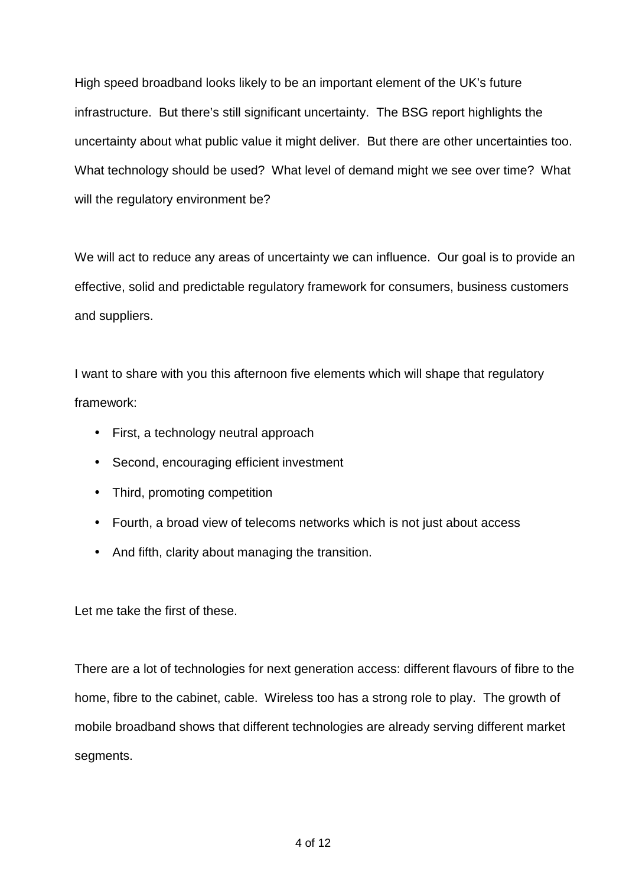High speed broadband looks likely to be an important element of the UK's future infrastructure. But there's still significant uncertainty. The BSG report highlights the uncertainty about what public value it might deliver. But there are other uncertainties too. What technology should be used? What level of demand might we see over time? What will the regulatory environment be?

We will act to reduce any areas of uncertainty we can influence. Our goal is to provide an effective, solid and predictable regulatory framework for consumers, business customers and suppliers.

I want to share with you this afternoon five elements which will shape that regulatory framework:

- First, a technology neutral approach
- Second, encouraging efficient investment
- Third, promoting competition
- Fourth, a broad view of telecoms networks which is not just about access
- And fifth, clarity about managing the transition.

Let me take the first of these.

There are a lot of technologies for next generation access: different flavours of fibre to the home, fibre to the cabinet, cable. Wireless too has a strong role to play. The growth of mobile broadband shows that different technologies are already serving different market segments.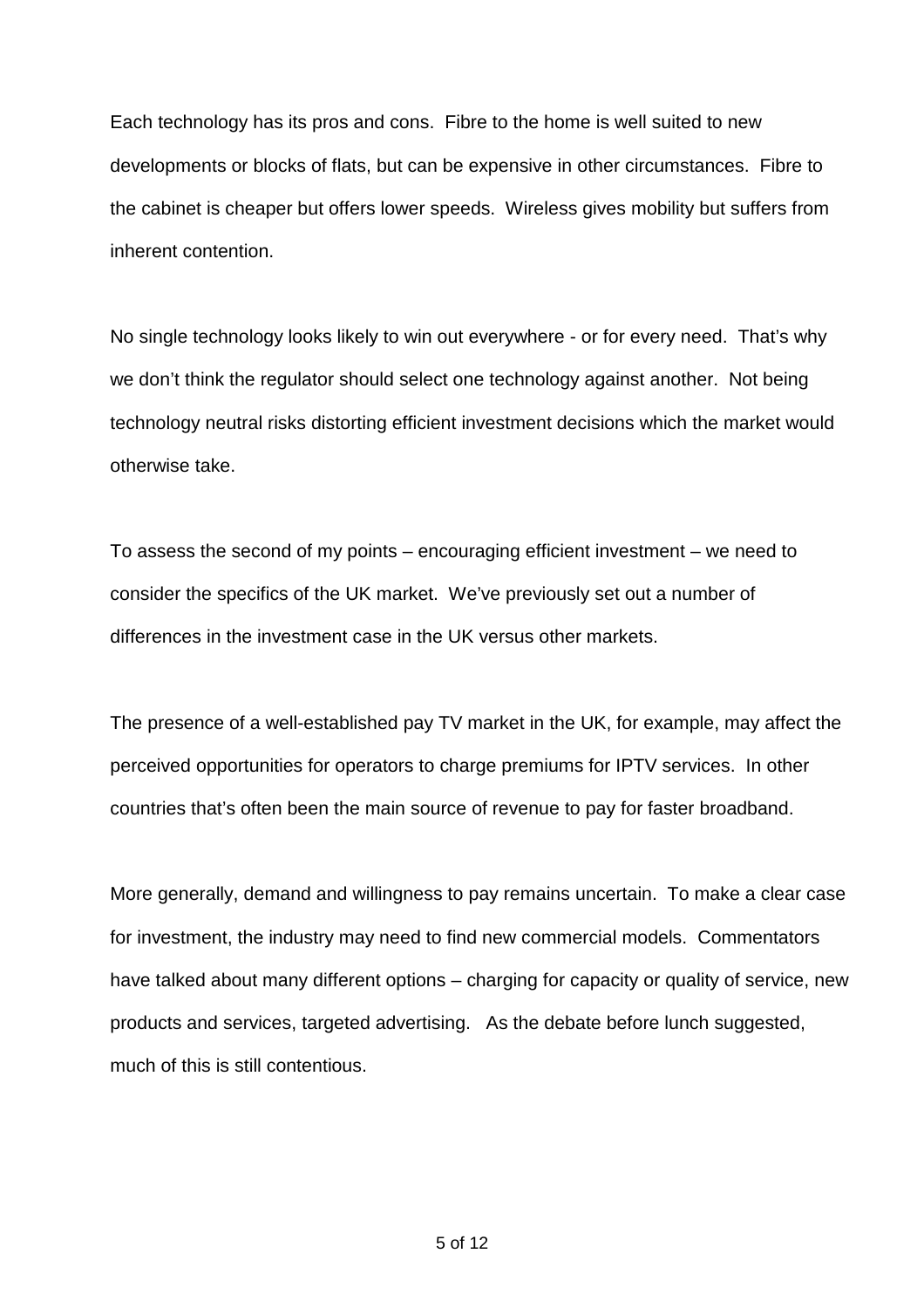Each technology has its pros and cons. Fibre to the home is well suited to new developments or blocks of flats, but can be expensive in other circumstances. Fibre to the cabinet is cheaper but offers lower speeds. Wireless gives mobility but suffers from inherent contention.

No single technology looks likely to win out everywhere - or for every need. That's why we don't think the regulator should select one technology against another. Not being technology neutral risks distorting efficient investment decisions which the market would otherwise take.

To assess the second of my points – encouraging efficient investment – we need to consider the specifics of the UK market. We've previously set out a number of differences in the investment case in the UK versus other markets.

The presence of a well-established pay TV market in the UK, for example, may affect the perceived opportunities for operators to charge premiums for IPTV services. In other countries that's often been the main source of revenue to pay for faster broadband.

More generally, demand and willingness to pay remains uncertain. To make a clear case for investment, the industry may need to find new commercial models. Commentators have talked about many different options – charging for capacity or quality of service, new products and services, targeted advertising. As the debate before lunch suggested, much of this is still contentious.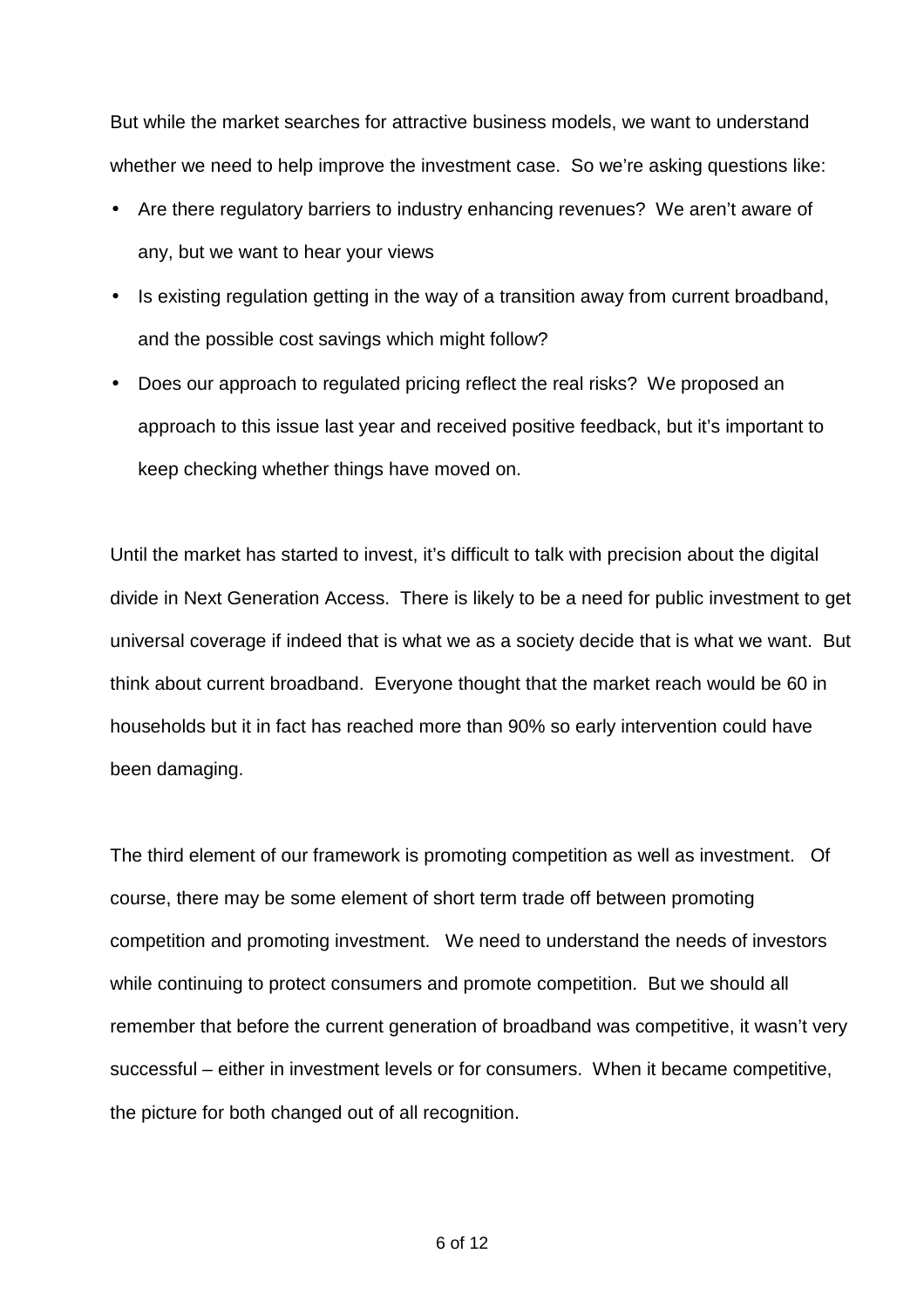But while the market searches for attractive business models, we want to understand whether we need to help improve the investment case. So we're asking questions like:

- Are there regulatory barriers to industry enhancing revenues? We aren't aware of any, but we want to hear your views
- Is existing regulation getting in the way of a transition away from current broadband, and the possible cost savings which might follow?
- Does our approach to regulated pricing reflect the real risks? We proposed an approach to this issue last year and received positive feedback, but it's important to keep checking whether things have moved on.

Until the market has started to invest, it's difficult to talk with precision about the digital divide in Next Generation Access. There is likely to be a need for public investment to get universal coverage if indeed that is what we as a society decide that is what we want. But think about current broadband. Everyone thought that the market reach would be 60 in households but it in fact has reached more than 90% so early intervention could have been damaging.

The third element of our framework is promoting competition as well as investment. Of course, there may be some element of short term trade off between promoting competition and promoting investment. We need to understand the needs of investors while continuing to protect consumers and promote competition. But we should all remember that before the current generation of broadband was competitive, it wasn't very successful – either in investment levels or for consumers. When it became competitive, the picture for both changed out of all recognition.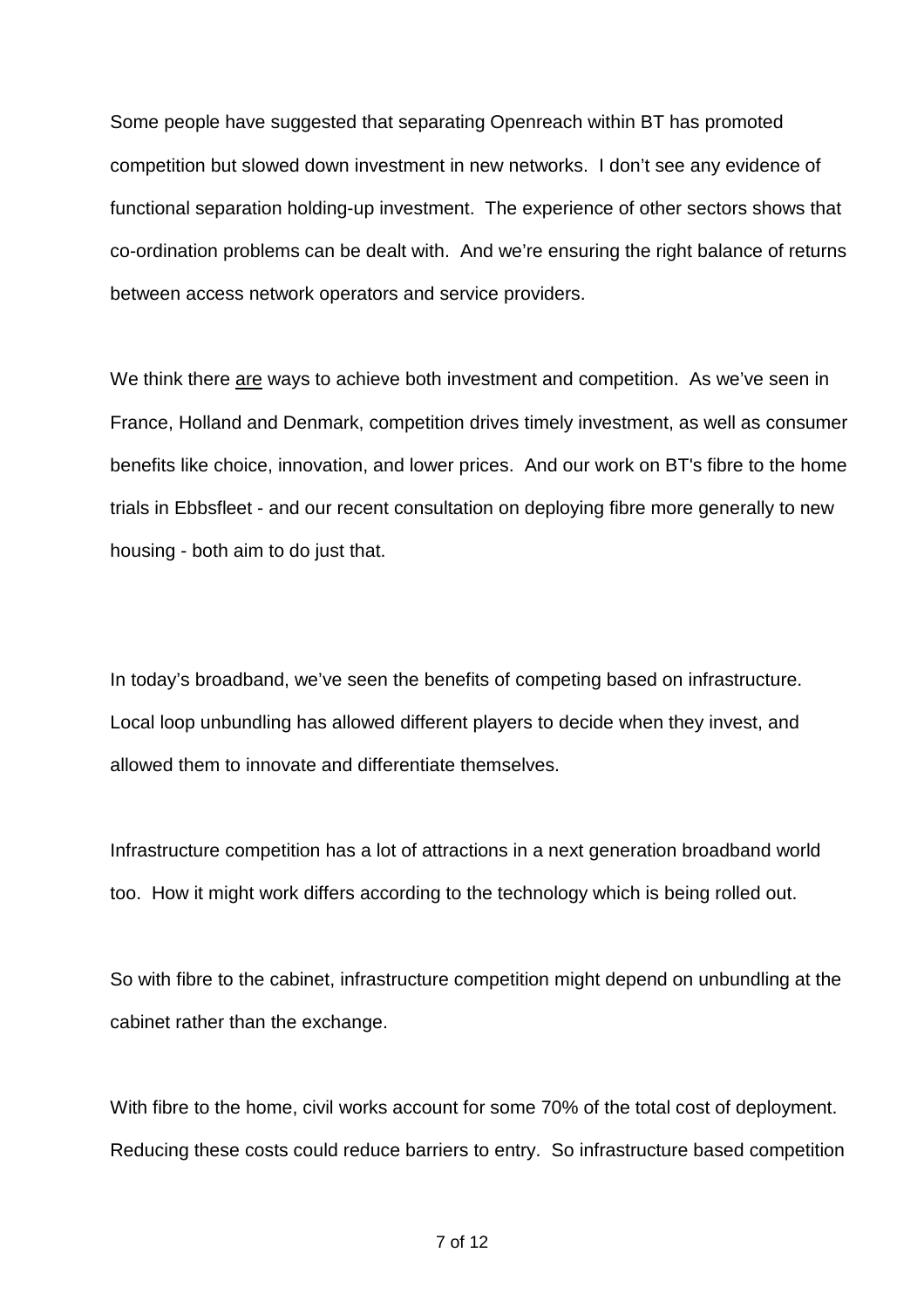Some people have suggested that separating Openreach within BT has promoted competition but slowed down investment in new networks. I don't see any evidence of functional separation holding-up investment. The experience of other sectors shows that co-ordination problems can be dealt with. And we're ensuring the right balance of returns between access network operators and service providers.

We think there <u>are</u> ways to achieve both investment and competition. As we've seen in France, Holland and Denmark, competition drives timely investment, as well as consumer benefits like choice, innovation, and lower prices. And our work on BT's fibre to the home trials in Ebbsfleet - and our recent consultation on deploying fibre more generally to new housing - both aim to do just that.

In today's broadband, we've seen the benefits of competing based on infrastructure. Local loop unbundling has allowed different players to decide when they invest, and allowed them to innovate and differentiate themselves.

Infrastructure competition has a lot of attractions in a next generation broadband world too. How it might work differs according to the technology which is being rolled out.

So with fibre to the cabinet, infrastructure competition might depend on unbundling at the cabinet rather than the exchange.

With fibre to the home, civil works account for some 70% of the total cost of deployment. Reducing these costs could reduce barriers to entry. So infrastructure based competition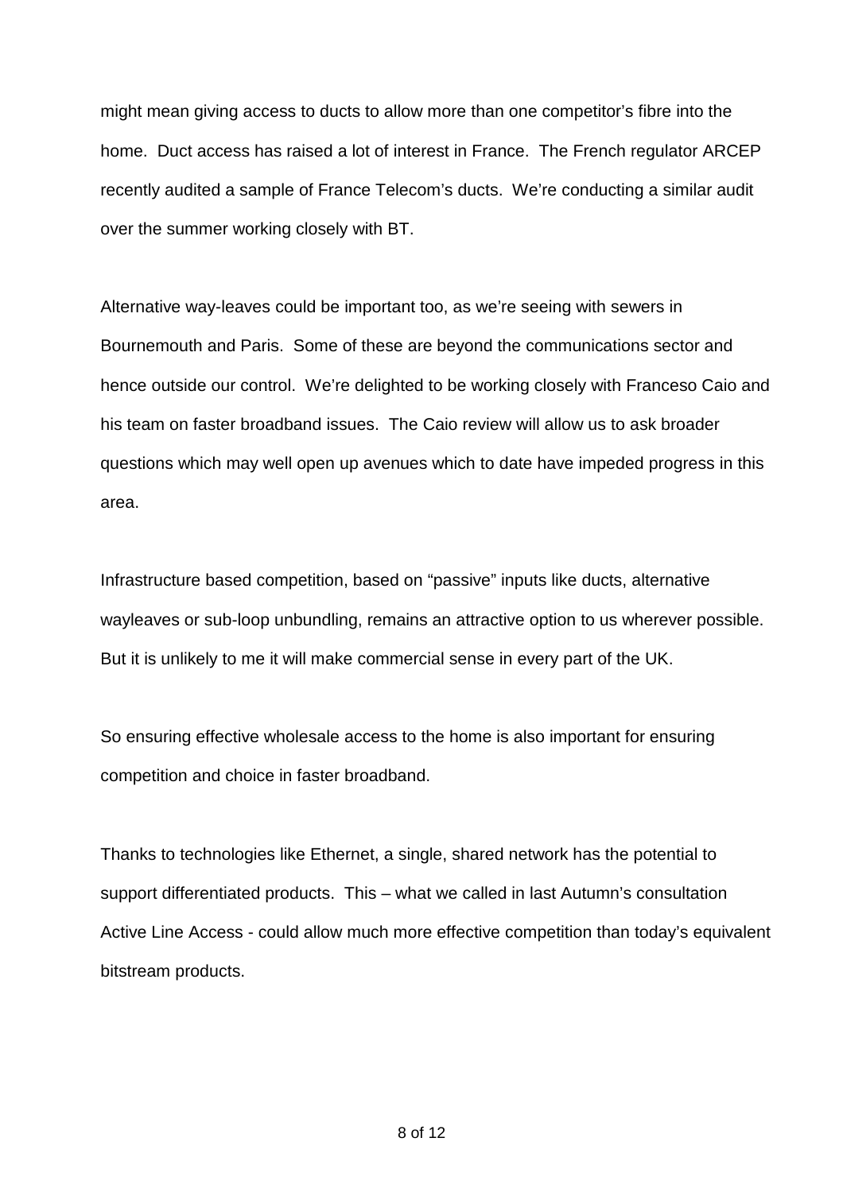might mean giving access to ducts to allow more than one competitor's fibre into the home. Duct access has raised a lot of interest in France. The French regulator ARCEP recently audited a sample of France Telecom's ducts. We're conducting a similar audit over the summer working closely with BT.

Alternative way-leaves could be important too, as we're seeing with sewers in Bournemouth and Paris. Some of these are beyond the communications sector and hence outside our control. We're delighted to be working closely with Franceso Caio and his team on faster broadband issues. The Caio review will allow us to ask broader questions which may well open up avenues which to date have impeded progress in this area.

Infrastructure based competition, based on "passive" inputs like ducts, alternative wayleaves or sub-loop unbundling, remains an attractive option to us wherever possible. But it is unlikely to me it will make commercial sense in every part of the UK.

So ensuring effective wholesale access to the home is also important for ensuring competition and choice in faster broadband.

Thanks to technologies like Ethernet, a single, shared network has the potential to support differentiated products. This – what we called in last Autumn's consultation Active Line Access - could allow much more effective competition than today's equivalent bitstream products.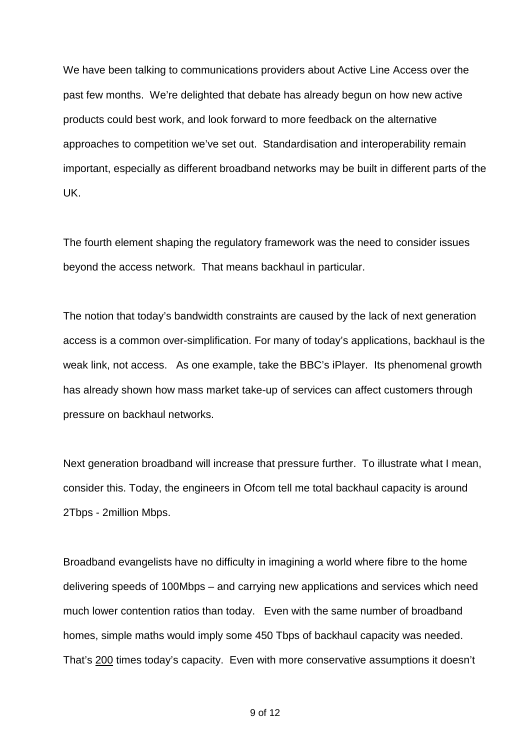We have been talking to communications providers about Active Line Access over the past few months. We're delighted that debate has already begun on how new active products could best work, and look forward to more feedback on the alternative approaches to competition we've set out. Standardisation and interoperability remain important, especially as different broadband networks may be built in different parts of the UK.

The fourth element shaping the regulatory framework was the need to consider issues beyond the access network. That means backhaul in particular.

The notion that today's bandwidth constraints are caused by the lack of next generation access is a common over-simplification. For many of today's applications, backhaul is the weak link, not access. As one example, take the BBC's iPlayer. Its phenomenal growth has already shown how mass market take-up of services can affect customers through pressure on backhaul networks.

Next generation broadband will increase that pressure further. To illustrate what I mean, consider this. Today, the engineers in Ofcom tell me total backhaul capacity is around 2Tbps - 2million Mbps.

Broadband evangelists have no difficulty in imagining a world where fibre to the home delivering speeds of 100Mbps – and carrying new applications and services which need much lower contention ratios than today. Even with the same number of broadband homes, simple maths would imply some 450 Tbps of backhaul capacity was needed. That's <u>200</u> times today's capacity. Even with more conservative assumptions it doesn't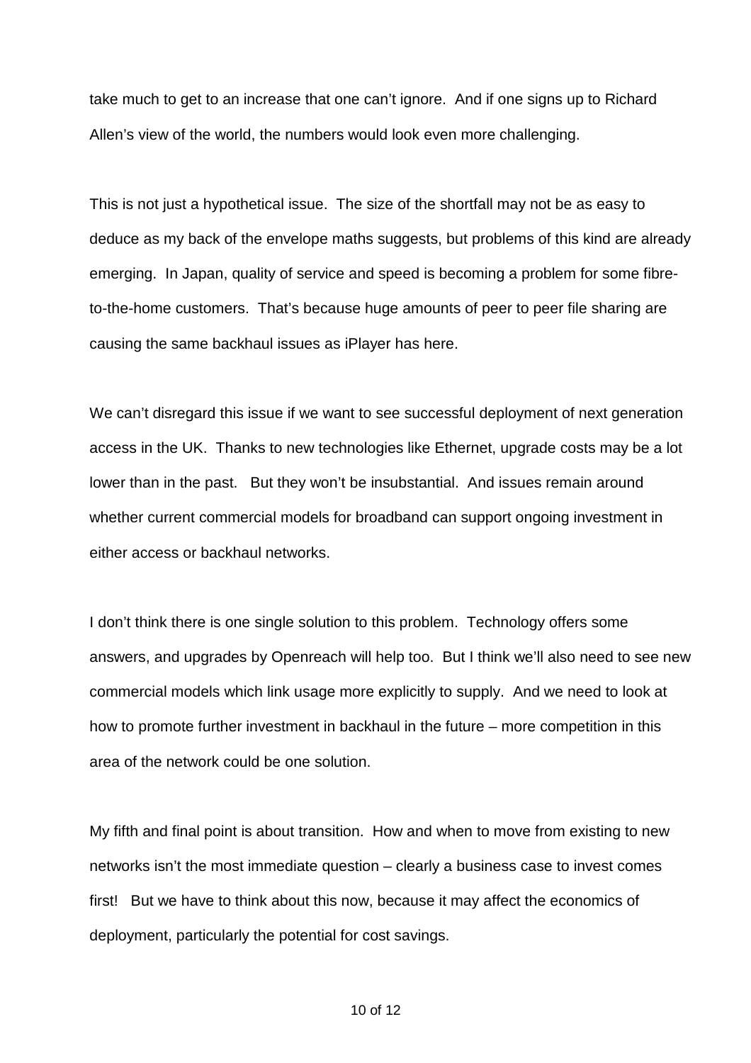take much to get to an increase that one can't ignore. And if one signs up to Richard Allen's view of the world, the numbers would look even more challenging.

This is not just a hypothetical issue. The size of the shortfall may not be as easy to deduce as my back of the envelope maths suggests, but problems of this kind are already emerging. In Japan, quality of service and speed is becoming a problem for some fibre-to-the-home customers. That's because huge amounts of peer to peer file sharing are causing the same backhaul issues as iPlayer has here.

We can't disregard this issue if we want to see successful deployment of next generation access in the UK. Thanks to new technologies like Ethernet, upgrade costs may be a lot lower than in the past. But they won't be insubstantial. And issues remain around whether current commercial models for broadband can support ongoing investment in either access or backhaul networks.

I don't think there is one single solution to this problem. Technology offers some answers, and upgrades by Openreach will help too. But I think we'll also need to see new commercial models which link usage more explicitly to supply. And we need to look at how to promote further investment in backhaul in the future – more competition in this area of the network could be one solution.

My fifth and final point is about transition. How and when to move from existing to new networks isn't the most immediate question – clearly a business case to invest comes first! But we have to think about this now, because it may affect the economics of deployment, particularly the potential for cost savings.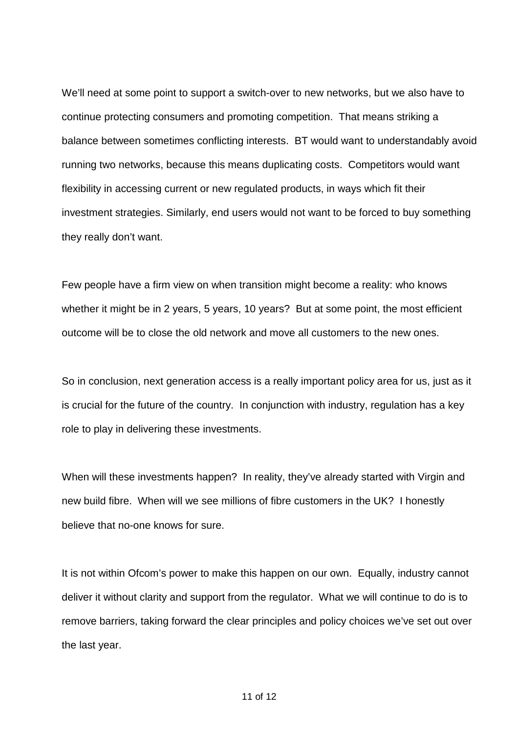We'll need at some point to support a switch-over to new networks, but we also have to continue protecting consumers and promoting competition. That means striking a balance between sometimes conflicting interests. BT would want to understandably avoid running two networks, because this means duplicating costs. Competitors would want flexibility in accessing current or new regulated products, in ways which fit their investment strategies. Similarly, end users would not want to be forced to buy something they really don't want.

Few people have a firm view on when transition might become a reality: who knows whether it might be in 2 years, 5 years, 10 years? But at some point, the most efficient outcome will be to close the old network and move all customers to the new ones.

So in conclusion, next generation access is a really important policy area for us, just as it is crucial for the future of the country. In conjunction with industry, regulation has a key role to play in delivering these investments.

When will these investments happen? In reality, they've already started with Virgin and new build fibre. When will we see millions of fibre customers in the UK? I honestly believe that no-one knows for sure.

It is not within Ofcom's power to make this happen on our own. Equally, industry cannot deliver it without clarity and support from the regulator. What we will continue to do is to remove barriers, taking forward the clear principles and policy choices we've set out over the last year.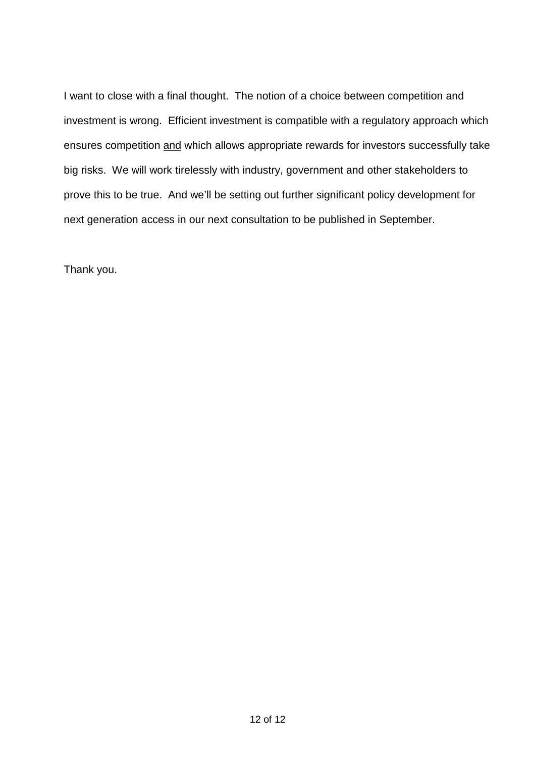I want to close with a final thought. The notion of a choice between competition and investment is wrong. Efficient investment is compatible with a regulatory approach which ensures competition <u>and</u> which allows appropriate rewards for investors successfully take big risks. We will work tirelessly with industry, government and other stakeholders to prove this to be true. And we'll be setting out further significant policy development for next generation access in our next consultation to be published in September.

Thank you.